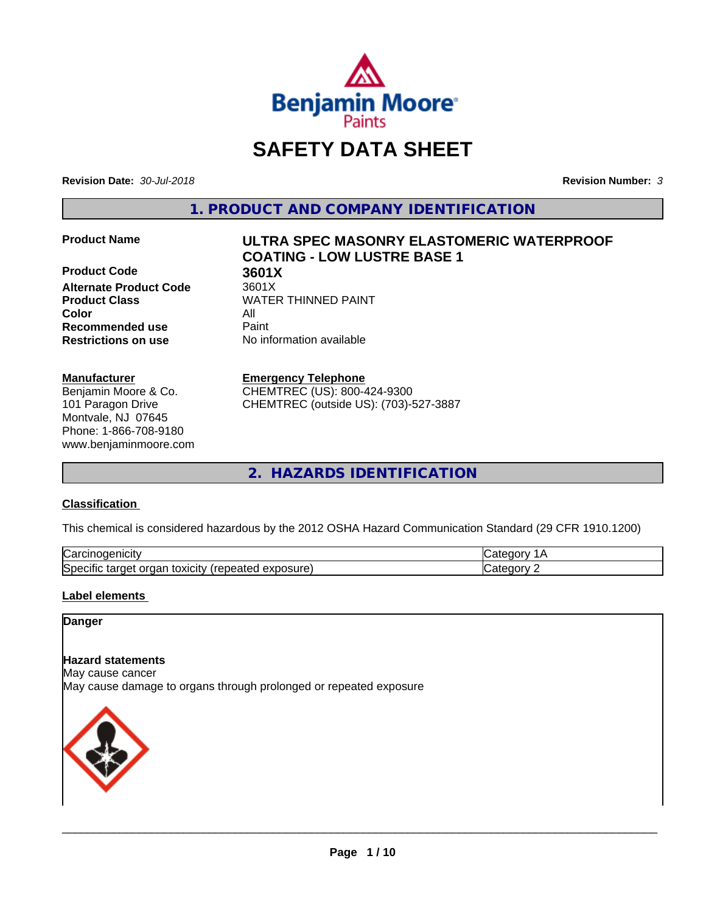# SAFETY DATA SHEET

**Revision Date:** *30-Jul-2018* **Revision Number:** *3*

## 1. PRODUCT AND COMPANY IDENTIFICATION

| | |
|---|---|
| **Product Name** | **ULTRA SPEC MASONRY ELASTOMERIC WATERPROOF COATING - LOW LUSTRE BASE 1** |
| **Product Code** | **3601X** |
| **Alternate Product Code** | 3601X |
| **Product Class** | WATER THINNED PAINT |
| **Color** | All |
| **Recommended use** | Paint |
| **Restrictions on use** | No information available |

**Manufacturer**
Benjamin Moore & Co.
101 Paragon Drive
Montvale, NJ 07645
Phone: 1-866-708-9180
www.benjaminmoore.com

**Emergency Telephone**
CHEMTREC (US): 800-424-9300
CHEMTREC (outside US): (703)-527-3887

## 2. HAZARDS IDENTIFICATION

### Classification

This chemical is considered hazardous by the 2012 OSHA Hazard Communication Standard (29 CFR 1910.1200)

| | |
|---|---|
| Carcinogenicity | Category 1A |
| Specific target organ toxicity (repeated exposure) | Category 2 |

### Label elements

**Danger**

**Hazard statements**
May cause cancer
May cause damage to organs through prolonged or repeated exposure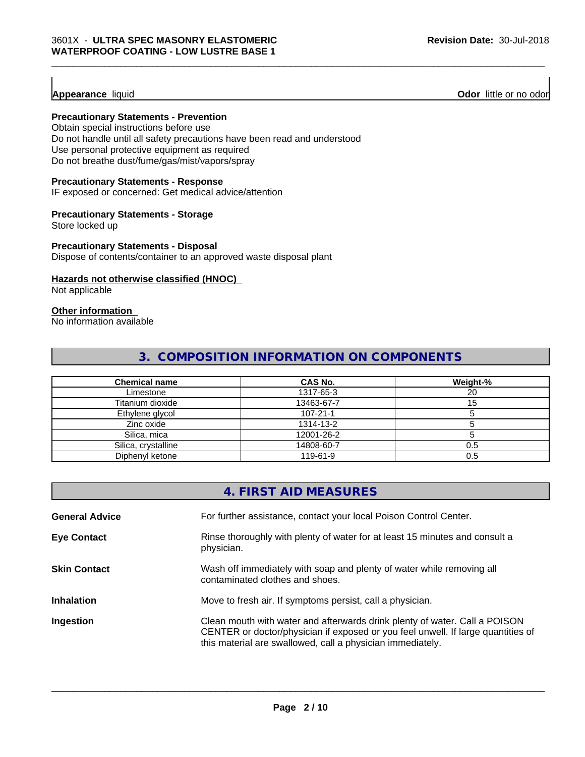**Appearance** liquid **Odor** little or no odor

**Precautionary Statements - Prevention**

Obtain special instructions before use
Do not handle until all safety precautions have been read and understood
Use personal protective equipment as required
Do not breathe dust/fume/gas/mist/vapors/spray

**Precautionary Statements - Response**

IF exposed or concerned: Get medical advice/attention

**Precautionary Statements - Storage**

Store locked up

**Precautionary Statements - Disposal**

Dispose of contents/container to an approved waste disposal plant

**Hazards not otherwise classified (HNOC)**

Not applicable

**Other information**

No information available

## 3. COMPOSITION INFORMATION ON COMPONENTS

| Chemical name | CAS No. | Weight-% |
|---|---|---|
| Limestone | 1317-65-3 | 20 |
| Titanium dioxide | 13463-67-7 | 15 |
| Ethylene glycol | 107-21-1 | 5 |
| Zinc oxide | 1314-13-2 | 5 |
| Silica, mica | 12001-26-2 | 5 |
| Silica, crystalline | 14808-60-7 | 0.5 |
| Diphenyl ketone | 119-61-9 | 0.5 |

## 4. FIRST AID MEASURES

**General Advice** For further assistance, contact your local Poison Control Center.

**Eye Contact** Rinse thoroughly with plenty of water for at least 15 minutes and consult a physician.

**Skin Contact** Wash off immediately with soap and plenty of water while removing all contaminated clothes and shoes.

**Inhalation** Move to fresh air. If symptoms persist, call a physician.

**Ingestion** Clean mouth with water and afterwards drink plenty of water. Call a POISON CENTER or doctor/physician if exposed or you feel unwell. If large quantities of this material are swallowed, call a physician immediately.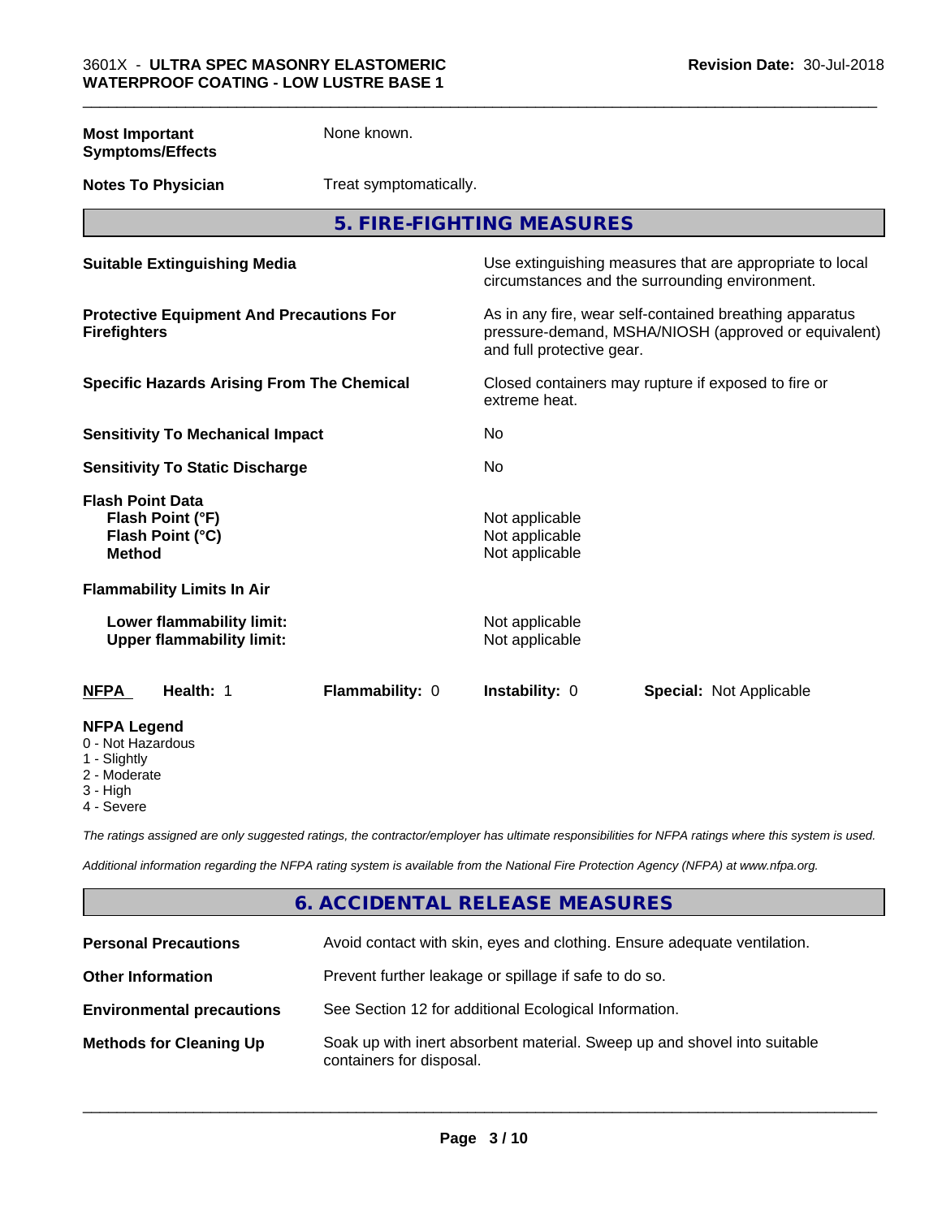**Most Important Symptoms/Effects** None known.

**Notes To Physician** Treat symptomatically.

## 5. FIRE-FIGHTING MEASURES

**Suitable Extinguishing Media** Use extinguishing measures that are appropriate to local circumstances and the surrounding environment.

**Protective Equipment And Precautions For Firefighters** As in any fire, wear self-contained breathing apparatus pressure-demand, MSHA/NIOSH (approved or equivalent) and full protective gear.

**Specific Hazards Arising From The Chemical** Closed containers may rupture if exposed to fire or extreme heat.

**Sensitivity To Mechanical Impact** No

**Sensitivity To Static Discharge** No

**Flash Point Data**

**Flash Point (°F)** Not applicable

**Flash Point (°C)** Not applicable

**Method** Not applicable

**Flammability Limits In Air**

**Lower flammability limit:** Not applicable

**Upper flammability limit:** Not applicable

**NFPA** **Health:** 1 **Flammability:** 0 **Instability:** 0 **Special:** Not Applicable

**NFPA Legend**
- 0 - Not Hazardous
- 1 - Slightly
- 2 - Moderate
- 3 - High
- 4 - Severe

*The ratings assigned are only suggested ratings, the contractor/employer has ultimate responsibilities for NFPA ratings where this system is used.*

*Additional information regarding the NFPA rating system is available from the National Fire Protection Agency (NFPA) at www.nfpa.org.*

## 6. ACCIDENTAL RELEASE MEASURES

**Personal Precautions** Avoid contact with skin, eyes and clothing. Ensure adequate ventilation.

**Other Information** Prevent further leakage or spillage if safe to do so.

**Environmental precautions** See Section 12 for additional Ecological Information.

**Methods for Cleaning Up** Soak up with inert absorbent material. Sweep up and shovel into suitable containers for disposal.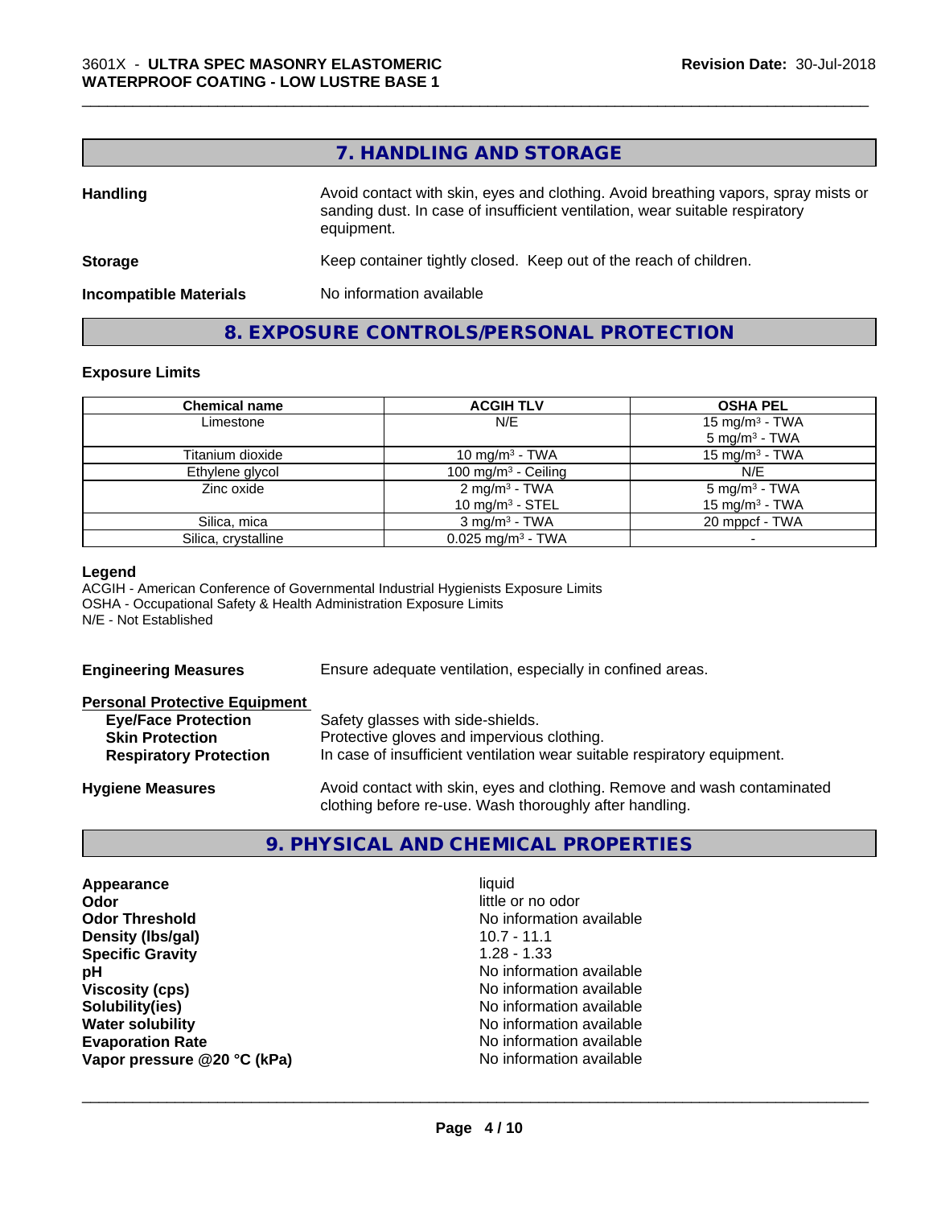## 7. HANDLING AND STORAGE

**Handling** Avoid contact with skin, eyes and clothing. Avoid breathing vapors, spray mists or sanding dust. In case of insufficient ventilation, wear suitable respiratory equipment.

**Storage** Keep container tightly closed. Keep out of the reach of children.

**Incompatible Materials** No information available

## 8. EXPOSURE CONTROLS/PERSONAL PROTECTION

### Exposure Limits

| Chemical name | ACGIH TLV | OSHA PEL |
|---|---|---|
| Limestone | N/E | 15 mg/m³ - TWA<br>5 mg/m³ - TWA |
| Titanium dioxide | 10 mg/m³ - TWA | 15 mg/m³ - TWA |
| Ethylene glycol | 100 mg/m³ - Ceiling | N/E |
| Zinc oxide | 2 mg/m³ - TWA<br>10 mg/m³ - STEL | 5 mg/m³ - TWA<br>15 mg/m³ - TWA |
| Silica, mica | 3 mg/m³ - TWA | 20 mppcf - TWA |
| Silica, crystalline | 0.025 mg/m³ - TWA | - |

**Legend**
ACGIH - American Conference of Governmental Industrial Hygienists Exposure Limits
OSHA - Occupational Safety & Health Administration Exposure Limits
N/E - Not Established

**Engineering Measures** Ensure adequate ventilation, especially in confined areas.

**Personal Protective Equipment**
- **Eye/Face Protection** Safety glasses with side-shields.
- **Skin Protection** Protective gloves and impervious clothing.
- **Respiratory Protection** In case of insufficient ventilation wear suitable respiratory equipment.

**Hygiene Measures** Avoid contact with skin, eyes and clothing. Remove and wash contaminated clothing before re-use. Wash thoroughly after handling.

## 9. PHYSICAL AND CHEMICAL PROPERTIES

| | |
|---|---|
| **Appearance** | liquid |
| **Odor** | little or no odor |
| **Odor Threshold** | No information available |
| **Density (lbs/gal)** | 10.7 - 11.1 |
| **Specific Gravity** | 1.28 - 1.33 |
| **pH** | No information available |
| **Viscosity (cps)** | No information available |
| **Solubility(ies)** | No information available |
| **Water solubility** | No information available |
| **Evaporation Rate** | No information available |
| **Vapor pressure @20 °C (kPa)** | No information available |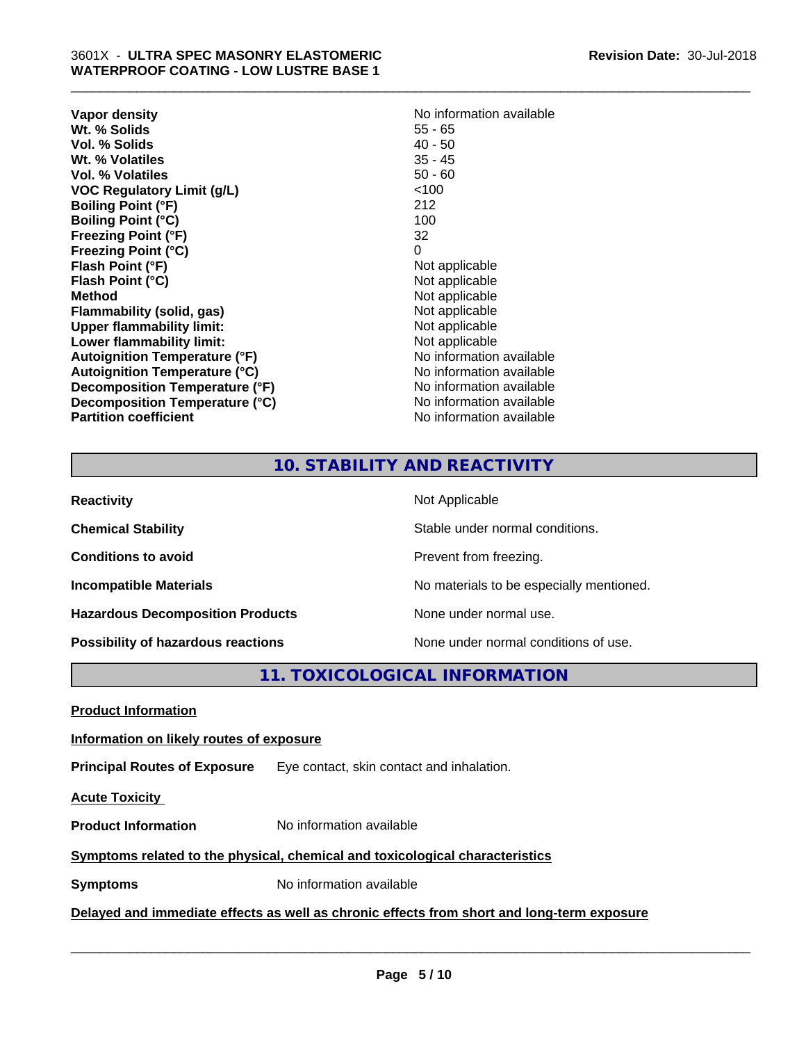| | |
|---|---|
| **Vapor density** | No information available |
| **Wt. % Solids** | 55 - 65 |
| **Vol. % Solids** | 40 - 50 |
| **Wt. % Volatiles** | 35 - 45 |
| **Vol. % Volatiles** | 50 - 60 |
| **VOC Regulatory Limit (g/L)** | <100 |
| **Boiling Point (°F)** | 212 |
| **Boiling Point (°C)** | 100 |
| **Freezing Point (°F)** | 32 |
| **Freezing Point (°C)** | 0 |
| **Flash Point (°F)** | Not applicable |
| **Flash Point (°C)** | Not applicable |
| **Method** | Not applicable |
| **Flammability (solid, gas)** | Not applicable |
| **Upper flammability limit:** | Not applicable |
| **Lower flammability limit:** | Not applicable |
| **Autoignition Temperature (°F)** | No information available |
| **Autoignition Temperature (°C)** | No information available |
| **Decomposition Temperature (°F)** | No information available |
| **Decomposition Temperature (°C)** | No information available |
| **Partition coefficient** | No information available |

## 10. STABILITY AND REACTIVITY

| | |
|---|---|
| **Reactivity** | Not Applicable |
| **Chemical Stability** | Stable under normal conditions. |
| **Conditions to avoid** | Prevent from freezing. |
| **Incompatible Materials** | No materials to be especially mentioned. |
| **Hazardous Decomposition Products** | None under normal use. |
| **Possibility of hazardous reactions** | None under normal conditions of use. |

## 11. TOXICOLOGICAL INFORMATION

**Product Information**

**Information on likely routes of exposure**

**Principal Routes of Exposure** Eye contact, skin contact and inhalation.

**Acute Toxicity**

**Product Information** No information available

**Symptoms related to the physical, chemical and toxicological characteristics**

**Symptoms** No information available

**Delayed and immediate effects as well as chronic effects from short and long-term exposure**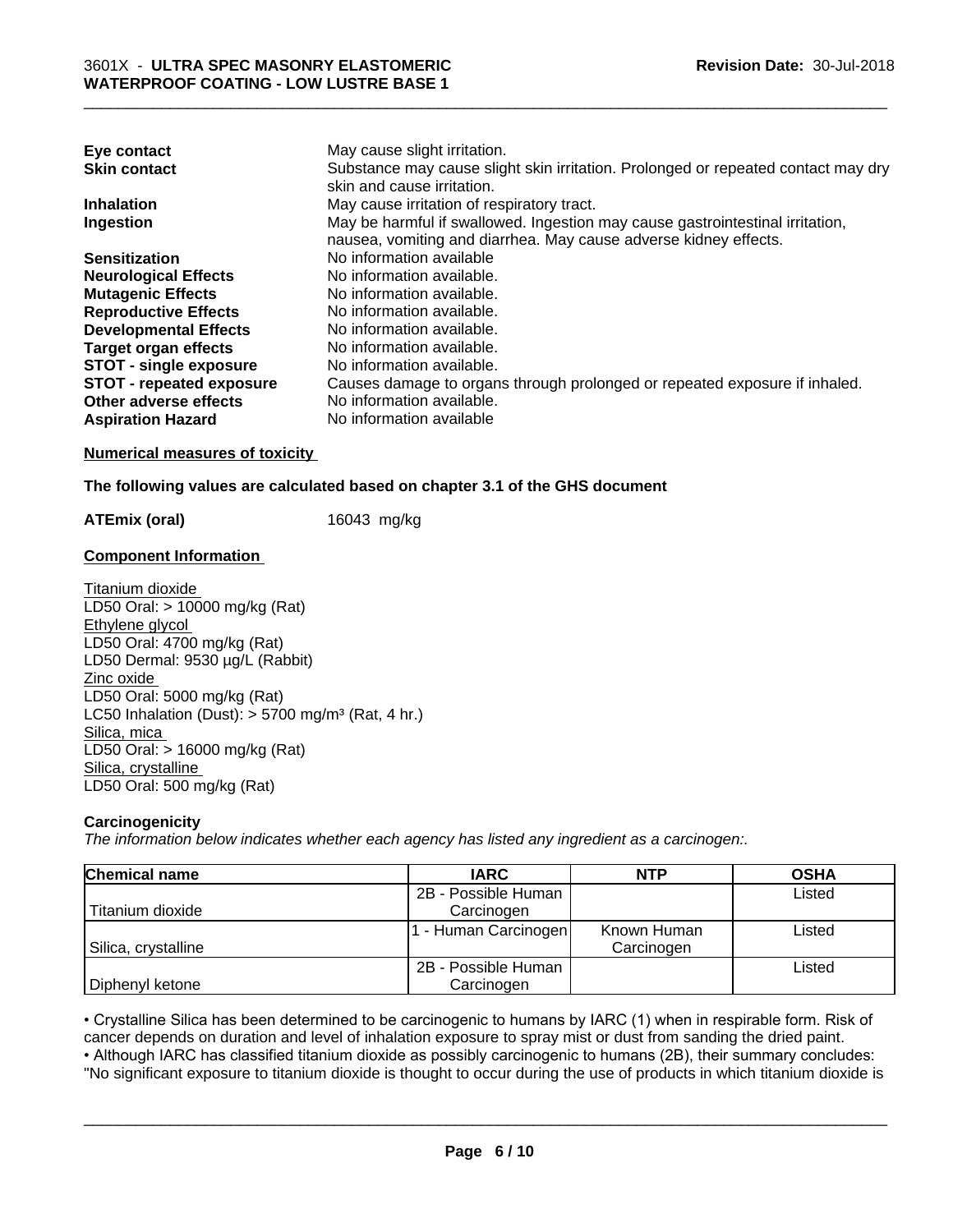| | |
|---|---|
| **Eye contact** | May cause slight irritation. |
| **Skin contact** | Substance may cause slight skin irritation. Prolonged or repeated contact may dry skin and cause irritation. |
| **Inhalation** | May cause irritation of respiratory tract. |
| **Ingestion** | May be harmful if swallowed. Ingestion may cause gastrointestinal irritation, nausea, vomiting and diarrhea. May cause adverse kidney effects. |
| **Sensitization** | No information available |
| **Neurological Effects** | No information available. |
| **Mutagenic Effects** | No information available. |
| **Reproductive Effects** | No information available. |
| **Developmental Effects** | No information available. |
| **Target organ effects** | No information available. |
| **STOT - single exposure** | No information available. |
| **STOT - repeated exposure** | Causes damage to organs through prolonged or repeated exposure if inhaled. |
| **Other adverse effects** | No information available. |
| **Aspiration Hazard** | No information available |

**Numerical measures of toxicity**

**The following values are calculated based on chapter 3.1 of the GHS document**

**ATEmix (oral)** 16043 mg/kg

**Component Information**

Titanium dioxide
LD50 Oral: > 10000 mg/kg (Rat)
Ethylene glycol
LD50 Oral: 4700 mg/kg (Rat)
LD50 Dermal: 9530 µg/L (Rabbit)
Zinc oxide
LD50 Oral: 5000 mg/kg (Rat)
LC50 Inhalation (Dust): > 5700 mg/m³ (Rat, 4 hr.)
Silica, mica
LD50 Oral: > 16000 mg/kg (Rat)
Silica, crystalline
LD50 Oral: 500 mg/kg (Rat)

**Carcinogenicity**

*The information below indicates whether each agency has listed any ingredient as a carcinogen:.*

| Chemical name | IARC | NTP | OSHA |
|---|---|---|---|
| Titanium dioxide | 2B - Possible Human Carcinogen | | Listed |
| Silica, crystalline | 1 - Human Carcinogen | Known Human Carcinogen | Listed |
| Diphenyl ketone | 2B - Possible Human Carcinogen | | Listed |

• Crystalline Silica has been determined to be carcinogenic to humans by IARC (1) when in respirable form. Risk of cancer depends on duration and level of inhalation exposure to spray mist or dust from sanding the dried paint.
• Although IARC has classified titanium dioxide as possibly carcinogenic to humans (2B), their summary concludes: "No significant exposure to titanium dioxide is thought to occur during the use of products in which titanium dioxide is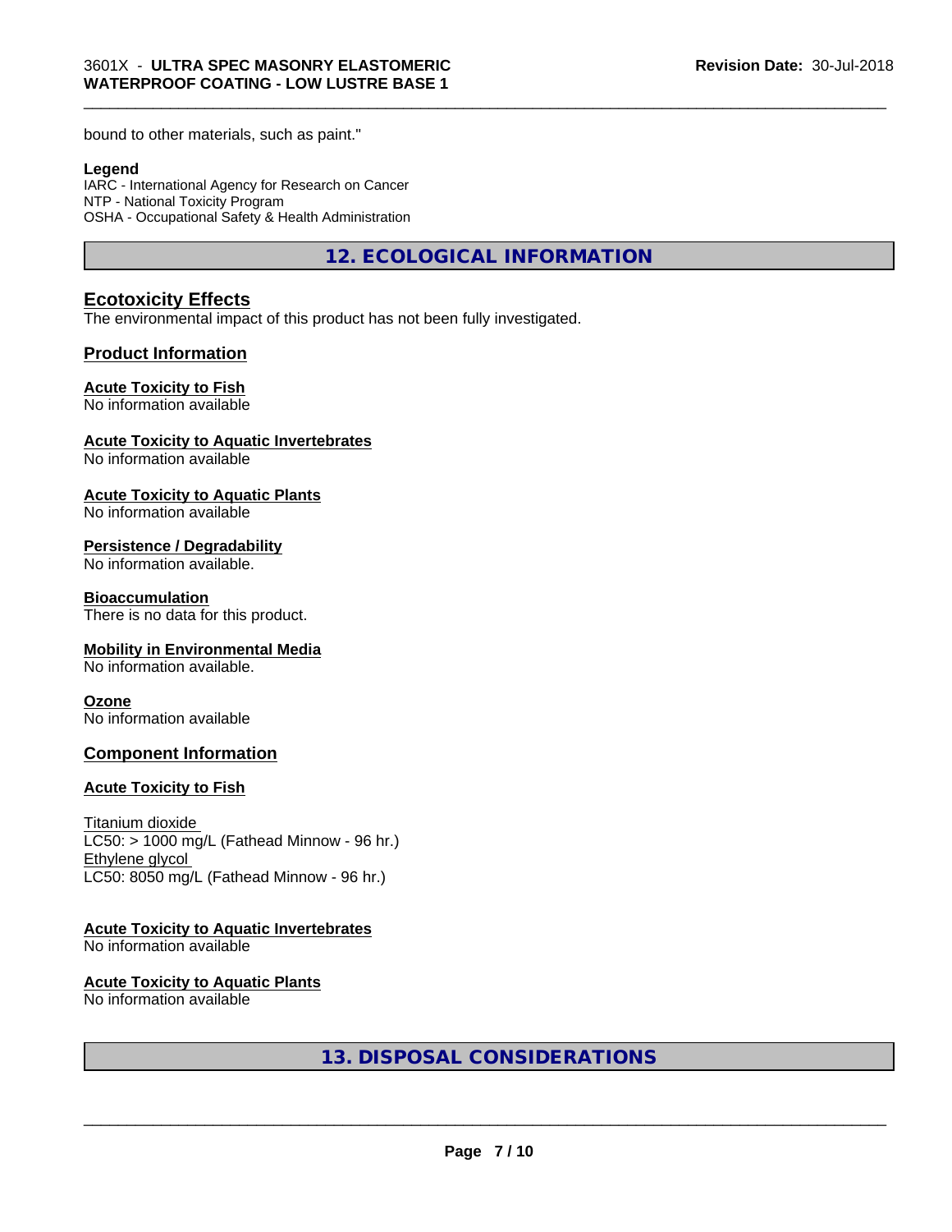bound to other materials, such as paint."

**Legend**
IARC - International Agency for Research on Cancer
NTP - National Toxicity Program
OSHA - Occupational Safety & Health Administration

## 12. ECOLOGICAL INFORMATION

### Ecotoxicity Effects

The environmental impact of this product has not been fully investigated.

### Product Information

**Acute Toxicity to Fish**
No information available

**Acute Toxicity to Aquatic Invertebrates**
No information available

**Acute Toxicity to Aquatic Plants**
No information available

**Persistence / Degradability**
No information available.

**Bioaccumulation**
There is no data for this product.

**Mobility in Environmental Media**
No information available.

**Ozone**
No information available

### Component Information

**Acute Toxicity to Fish**

Titanium dioxide
LC50: > 1000 mg/L (Fathead Minnow - 96 hr.)
Ethylene glycol
LC50: 8050 mg/L (Fathead Minnow - 96 hr.)

**Acute Toxicity to Aquatic Invertebrates**
No information available

**Acute Toxicity to Aquatic Plants**
No information available

## 13. DISPOSAL CONSIDERATIONS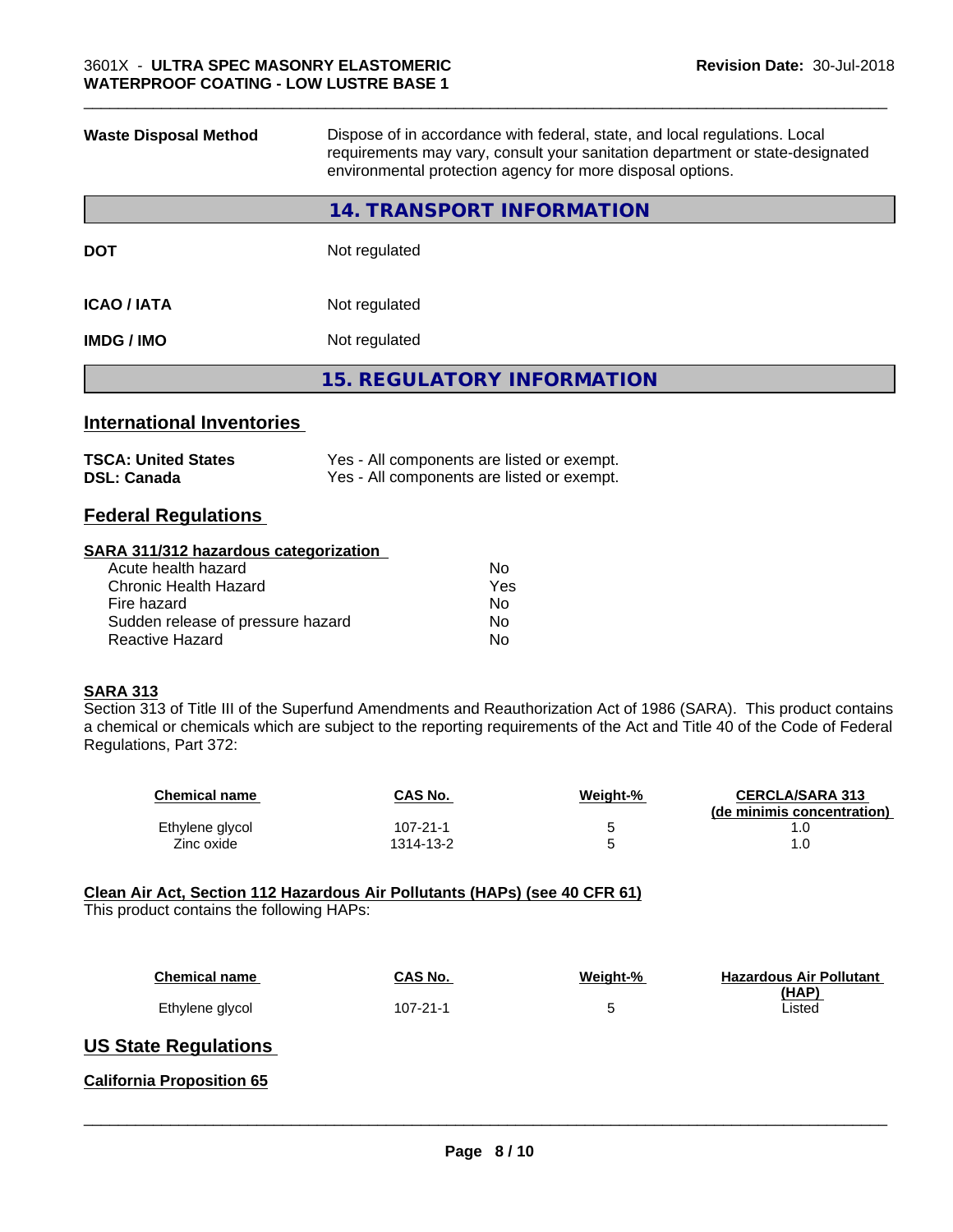| | |
|---|---|
| **Waste Disposal Method** | Dispose of in accordance with federal, state, and local regulations. Local requirements may vary, consult your sanitation department or state-designated environmental protection agency for more disposal options. |

## 14. TRANSPORT INFORMATION

| | |
|---|---|
| **DOT** | Not regulated |
| **ICAO / IATA** | Not regulated |
| **IMDG / IMO** | Not regulated |

## 15. REGULATORY INFORMATION

### International Inventories

| | |
|---|---|
| **TSCA: United States** | Yes - All components are listed or exempt. |
| **DSL: Canada** | Yes - All components are listed or exempt. |

### Federal Regulations

**SARA 311/312 hazardous categorization**

| | |
|---|---|
| Acute health hazard | No |
| Chronic Health Hazard | Yes |
| Fire hazard | No |
| Sudden release of pressure hazard | No |
| Reactive Hazard | No |

**SARA 313**

Section 313 of Title III of the Superfund Amendments and Reauthorization Act of 1986 (SARA). This product contains a chemical or chemicals which are subject to the reporting requirements of the Act and Title 40 of the Code of Federal Regulations, Part 372:

| Chemical name | CAS No. | Weight-% | CERCLA/SARA 313 (de minimis concentration) |
|---|---|---|---|
| Ethylene glycol | 107-21-1 | 5 | 1.0 |
| Zinc oxide | 1314-13-2 | 5 | 1.0 |

**Clean Air Act, Section 112 Hazardous Air Pollutants (HAPs) (see 40 CFR 61)**

This product contains the following HAPs:

| Chemical name | CAS No. | Weight-% | Hazardous Air Pollutant (HAP) |
|---|---|---|---|
| Ethylene glycol | 107-21-1 | 5 | Listed |

### US State Regulations

**California Proposition 65**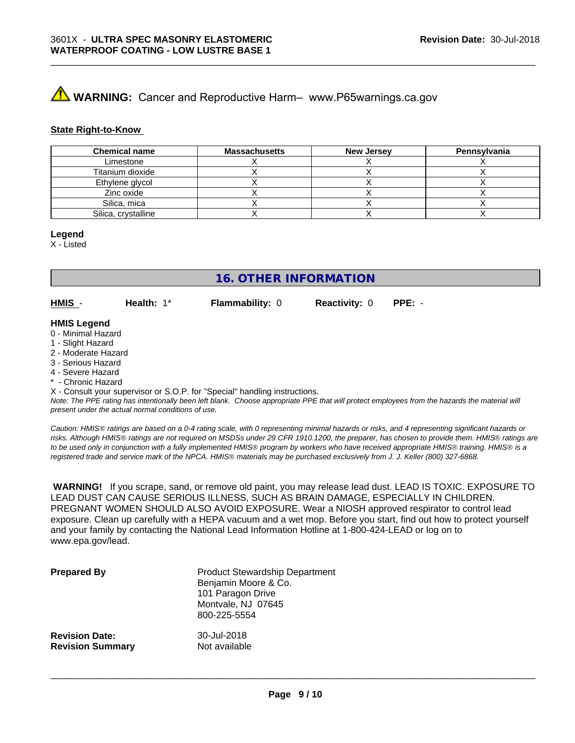⚠ **WARNING:** Cancer and Reproductive Harm– www.P65warnings.ca.gov

**State Right-to-Know**

| Chemical name | Massachusetts | New Jersey | Pennsylvania |
|---|---|---|---|
| Limestone | X | X | X |
| Titanium dioxide | X | X | X |
| Ethylene glycol | X | X | X |
| Zinc oxide | X | X | X |
| Silica, mica | X | X | X |
| Silica, crystalline | X | X | X |

**Legend**
X - Listed

## 16. OTHER INFORMATION

**HMIS** - **Health:** 1* **Flammability:** 0 **Reactivity:** 0 **PPE:** -

**HMIS Legend**
0 - Minimal Hazard
1 - Slight Hazard
2 - Moderate Hazard
3 - Serious Hazard
4 - Severe Hazard
* - Chronic Hazard
X - Consult your supervisor or S.O.P. for "Special" handling instructions.

*Note: The PPE rating has intentionally been left blank. Choose appropriate PPE that will protect employees from the hazards the material will present under the actual normal conditions of use.*

*Caution: HMIS® ratings are based on a 0-4 rating scale, with 0 representing minimal hazards or risks, and 4 representing significant hazards or risks. Although HMIS® ratings are not required on MSDSs under 29 CFR 1910.1200, the preparer, has chosen to provide them. HMIS® ratings are to be used only in conjunction with a fully implemented HMIS® program by workers who have received appropriate HMIS® training. HMIS® is a registered trade and service mark of the NPCA. HMIS® materials may be purchased exclusively from J. J. Keller (800) 327-6868.*

**WARNING!** If you scrape, sand, or remove old paint, you may release lead dust. LEAD IS TOXIC. EXPOSURE TO LEAD DUST CAN CAUSE SERIOUS ILLNESS, SUCH AS BRAIN DAMAGE, ESPECIALLY IN CHILDREN. PREGNANT WOMEN SHOULD ALSO AVOID EXPOSURE. Wear a NIOSH approved respirator to control lead exposure. Clean up carefully with a HEPA vacuum and a wet mop. Before you start, find out how to protect yourself and your family by contacting the National Lead Information Hotline at 1-800-424-LEAD or log on to www.epa.gov/lead.

**Prepared By**
Product Stewardship Department
Benjamin Moore & Co.
101 Paragon Drive
Montvale, NJ 07645
800-225-5554

**Revision Date:** 30-Jul-2018
**Revision Summary** Not available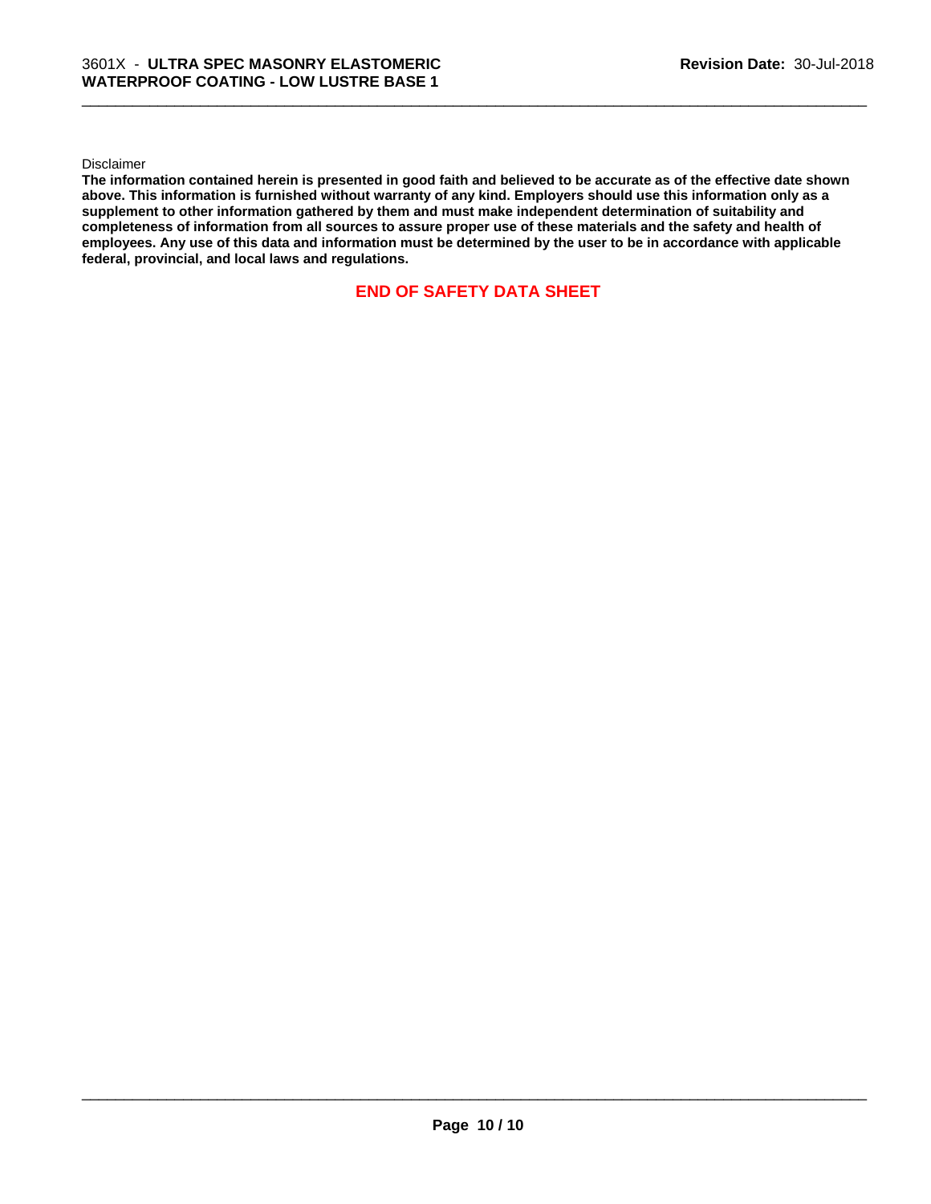Disclaimer

**The information contained herein is presented in good faith and believed to be accurate as of the effective date shown above. This information is furnished without warranty of any kind. Employers should use this information only as a supplement to other information gathered by them and must make independent determination of suitability and completeness of information from all sources to assure proper use of these materials and the safety and health of employees. Any use of this data and information must be determined by the user to be in accordance with applicable federal, provincial, and local laws and regulations.**

**END OF SAFETY DATA SHEET**